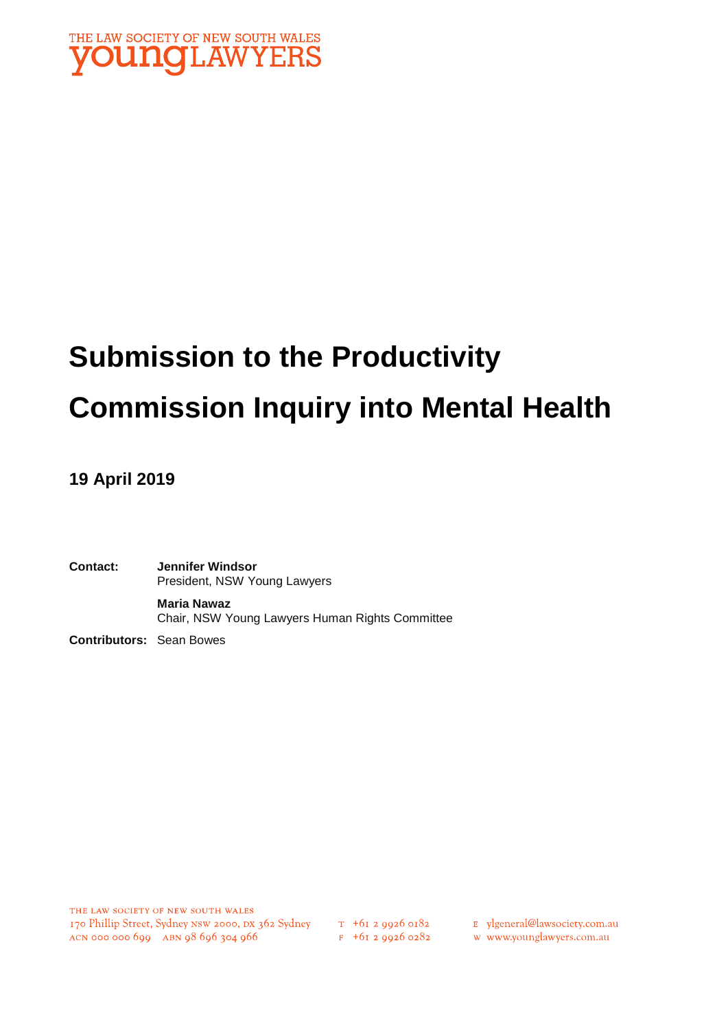THE LAW SOCIETY OF NEW SOUTH WALES
**young**LAWYERS

# Submission to the Productivity Commission Inquiry into Mental Health

**19 April 2019**

**Contact:** **Jennifer Windsor**
President, NSW Young Lawyers

**Maria Nawaz**
Chair, NSW Young Lawyers Human Rights Committee

**Contributors:** Sean Bowes

THE LAW SOCIETY OF NEW SOUTH WALES
170 Phillip Street, Sydney NSW 2000, DX 362 Sydney
ACN 000 000 699 ABN 98 696 304 966

T +61 2 9926 0182
F +61 2 9926 0282

E ylgeneral@lawsociety.com.au
W www.younglawyers.com.au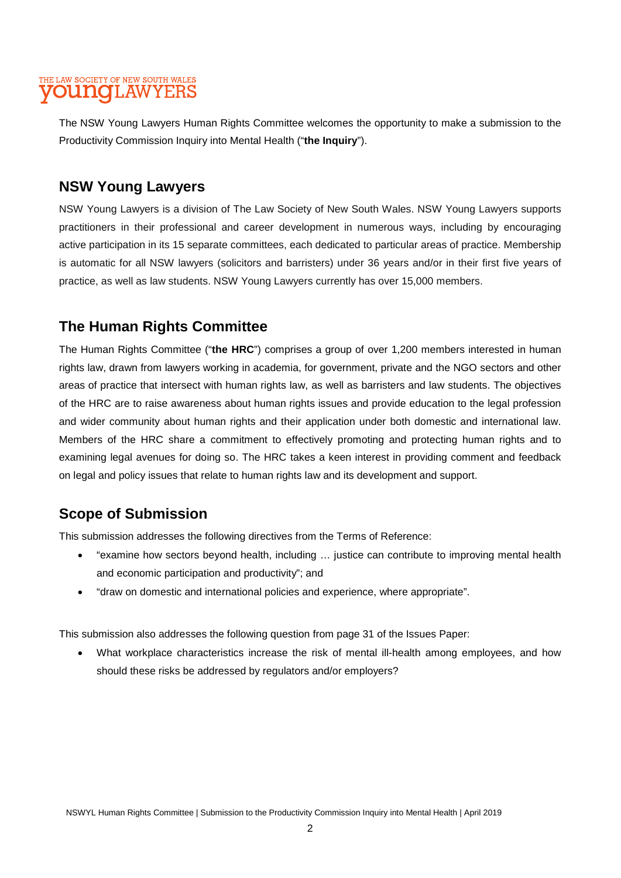The NSW Young Lawyers Human Rights Committee welcomes the opportunity to make a submission to the Productivity Commission Inquiry into Mental Health ("**the Inquiry**").

## NSW Young Lawyers

NSW Young Lawyers is a division of The Law Society of New South Wales. NSW Young Lawyers supports practitioners in their professional and career development in numerous ways, including by encouraging active participation in its 15 separate committees, each dedicated to particular areas of practice. Membership is automatic for all NSW lawyers (solicitors and barristers) under 36 years and/or in their first five years of practice, as well as law students. NSW Young Lawyers currently has over 15,000 members.

## The Human Rights Committee

The Human Rights Committee ("**the HRC**") comprises a group of over 1,200 members interested in human rights law, drawn from lawyers working in academia, for government, private and the NGO sectors and other areas of practice that intersect with human rights law, as well as barristers and law students. The objectives of the HRC are to raise awareness about human rights issues and provide education to the legal profession and wider community about human rights and their application under both domestic and international law. Members of the HRC share a commitment to effectively promoting and protecting human rights and to examining legal avenues for doing so. The HRC takes a keen interest in providing comment and feedback on legal and policy issues that relate to human rights law and its development and support.

## Scope of Submission

This submission addresses the following directives from the Terms of Reference:

- "examine how sectors beyond health, including … justice can contribute to improving mental health and economic participation and productivity"; and
- "draw on domestic and international policies and experience, where appropriate".

This submission also addresses the following question from page 31 of the Issues Paper:

- What workplace characteristics increase the risk of mental ill-health among employees, and how should these risks be addressed by regulators and/or employers?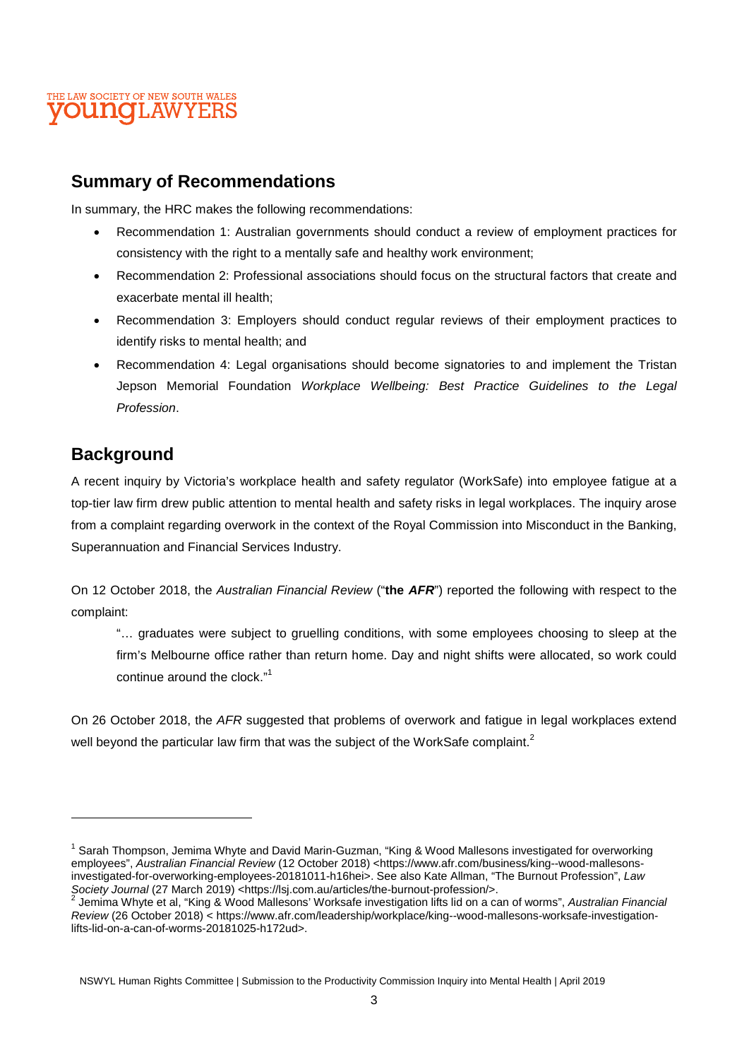## Summary of Recommendations

In summary, the HRC makes the following recommendations:

- Recommendation 1: Australian governments should conduct a review of employment practices for consistency with the right to a mentally safe and healthy work environment;
- Recommendation 2: Professional associations should focus on the structural factors that create and exacerbate mental ill health;
- Recommendation 3: Employers should conduct regular reviews of their employment practices to identify risks to mental health; and
- Recommendation 4: Legal organisations should become signatories to and implement the Tristan Jepson Memorial Foundation *Workplace Wellbeing: Best Practice Guidelines to the Legal Profession*.

## Background

A recent inquiry by Victoria's workplace health and safety regulator (WorkSafe) into employee fatigue at a top-tier law firm drew public attention to mental health and safety risks in legal workplaces. The inquiry arose from a complaint regarding overwork in the context of the Royal Commission into Misconduct in the Banking, Superannuation and Financial Services Industry.

On 12 October 2018, the *Australian Financial Review* ("**the *AFR***") reported the following with respect to the complaint:

> "… graduates were subject to gruelling conditions, with some employees choosing to sleep at the firm's Melbourne office rather than return home. Day and night shifts were allocated, so work could continue around the clock."[1]

On 26 October 2018, the *AFR* suggested that problems of overwork and fatigue in legal workplaces extend well beyond the particular law firm that was the subject of the WorkSafe complaint.[2]

---

[1] Sarah Thompson, Jemima Whyte and David Marin-Guzman, "King & Wood Mallesons investigated for overworking employees", *Australian Financial Review* (12 October 2018) <https://www.afr.com/business/king--wood-mallesons-investigated-for-overworking-employees-20181011-h16hei>. See also Kate Allman, "The Burnout Profession", *Law Society Journal* (27 March 2019) <https://lsj.com.au/articles/the-burnout-profession/>.

[2] Jemima Whyte et al, "King & Wood Mallesons' Worksafe investigation lifts lid on a can of worms", *Australian Financial Review* (26 October 2018) < https://www.afr.com/leadership/workplace/king--wood-mallesons-worksafe-investigation-lifts-lid-on-a-can-of-worms-20181025-h172ud>.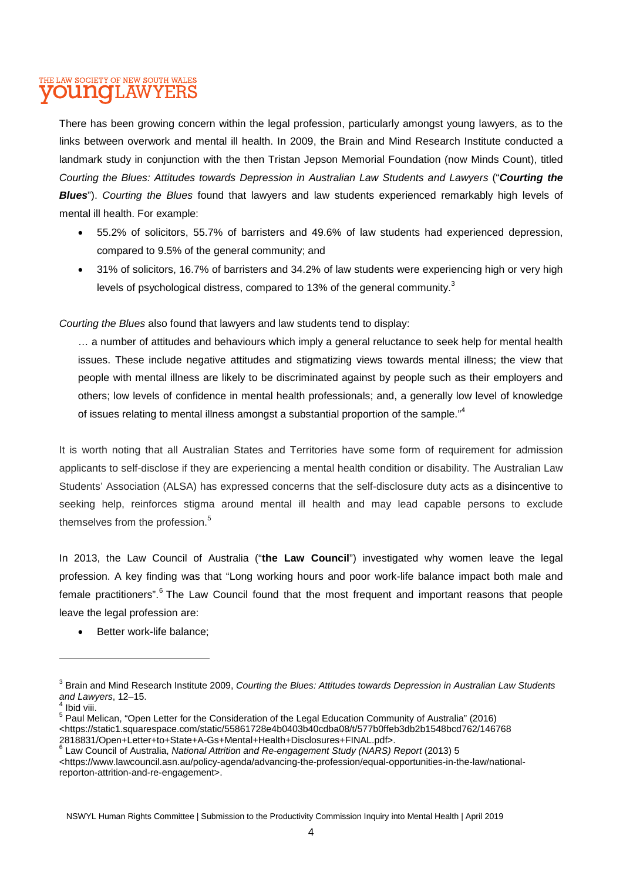There has been growing concern within the legal profession, particularly amongst young lawyers, as to the links between overwork and mental ill health. In 2009, the Brain and Mind Research Institute conducted a landmark study in conjunction with the then Tristan Jepson Memorial Foundation (now Minds Count), titled *Courting the Blues: Attitudes towards Depression in Australian Law Students and Lawyers* ("***Courting the Blues***"). *Courting the Blues* found that lawyers and law students experienced remarkably high levels of mental ill health. For example:

- 55.2% of solicitors, 55.7% of barristers and 49.6% of law students had experienced depression, compared to 9.5% of the general community; and
- 31% of solicitors, 16.7% of barristers and 34.2% of law students were experiencing high or very high levels of psychological distress, compared to 13% of the general community.[3]

*Courting the Blues* also found that lawyers and law students tend to display:

> … a number of attitudes and behaviours which imply a general reluctance to seek help for mental health issues. These include negative attitudes and stigmatizing views towards mental illness; the view that people with mental illness are likely to be discriminated against by people such as their employers and others; low levels of confidence in mental health professionals; and, a generally low level of knowledge of issues relating to mental illness amongst a substantial proportion of the sample."[4]

It is worth noting that all Australian States and Territories have some form of requirement for admission applicants to self-disclose if they are experiencing a mental health condition or disability. The Australian Law Students' Association (ALSA) has expressed concerns that the self-disclosure duty acts as a disincentive to seeking help, reinforces stigma around mental ill health and may lead capable persons to exclude themselves from the profession.[5]

In 2013, the Law Council of Australia ("**the Law Council**") investigated why women leave the legal profession. A key finding was that "Long working hours and poor work-life balance impact both male and female practitioners".[6] The Law Council found that the most frequent and important reasons that people leave the legal profession are:

- Better work-life balance;

---

[3] Brain and Mind Research Institute 2009, *Courting the Blues: Attitudes towards Depression in Australian Law Students and Lawyers*, 12–15.

[4] Ibid viii.

[5] Paul Melican, "Open Letter for the Consideration of the Legal Education Community of Australia" (2016) <https://static1.squarespace.com/static/55861728e4b0403b40cdba08/t/577b0ffeb3db2b1548bcd762/1467682818831/Open+Letter+to+State+A-Gs+Mental+Health+Disclosures+FINAL.pdf>.

[6] Law Council of Australia, *National Attrition and Re-engagement Study (NARS) Report* (2013) 5 <https://www.lawcouncil.asn.au/policy-agenda/advancing-the-profession/equal-opportunities-in-the-law/national-reporton-attrition-and-re-engagement>.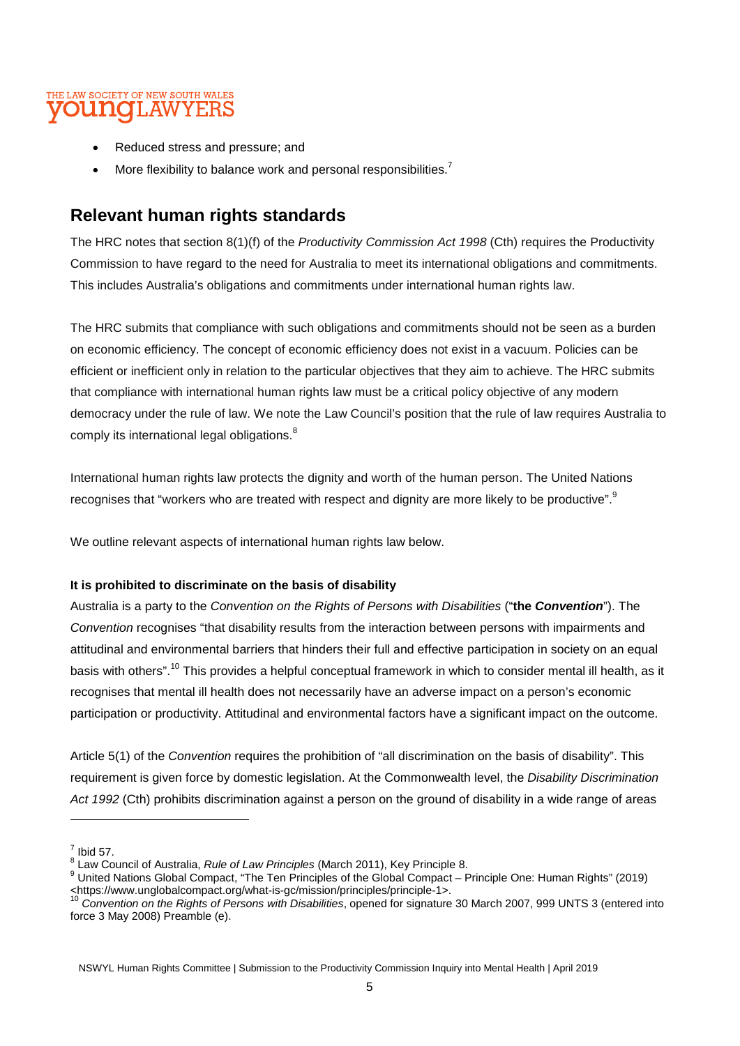- Reduced stress and pressure; and
- More flexibility to balance work and personal responsibilities.[7]

## Relevant human rights standards

The HRC notes that section 8(1)(f) of the *Productivity Commission Act 1998* (Cth) requires the Productivity Commission to have regard to the need for Australia to meet its international obligations and commitments. This includes Australia's obligations and commitments under international human rights law.

The HRC submits that compliance with such obligations and commitments should not be seen as a burden on economic efficiency. The concept of economic efficiency does not exist in a vacuum. Policies can be efficient or inefficient only in relation to the particular objectives that they aim to achieve. The HRC submits that compliance with international human rights law must be a critical policy objective of any modern democracy under the rule of law. We note the Law Council's position that the rule of law requires Australia to comply its international legal obligations.[8]

International human rights law protects the dignity and worth of the human person. The United Nations recognises that "workers who are treated with respect and dignity are more likely to be productive".[9]

We outline relevant aspects of international human rights law below.

**It is prohibited to discriminate on the basis of disability**

Australia is a party to the *Convention on the Rights of Persons with Disabilities* ("**the *Convention***"). The *Convention* recognises "that disability results from the interaction between persons with impairments and attitudinal and environmental barriers that hinders their full and effective participation in society on an equal basis with others".[10] This provides a helpful conceptual framework in which to consider mental ill health, as it recognises that mental ill health does not necessarily have an adverse impact on a person's economic participation or productivity. Attitudinal and environmental factors have a significant impact on the outcome.

Article 5(1) of the *Convention* requires the prohibition of "all discrimination on the basis of disability". This requirement is given force by domestic legislation. At the Commonwealth level, the *Disability Discrimination Act 1992* (Cth) prohibits discrimination against a person on the ground of disability in a wide range of areas

---

[7] Ibid 57.

[8] Law Council of Australia, *Rule of Law Principles* (March 2011), Key Principle 8.

[9] United Nations Global Compact, "The Ten Principles of the Global Compact – Principle One: Human Rights" (2019) <https://www.unglobalcompact.org/what-is-gc/mission/principles/principle-1>.

[10] *Convention on the Rights of Persons with Disabilities*, opened for signature 30 March 2007, 999 UNTS 3 (entered into force 3 May 2008) Preamble (e).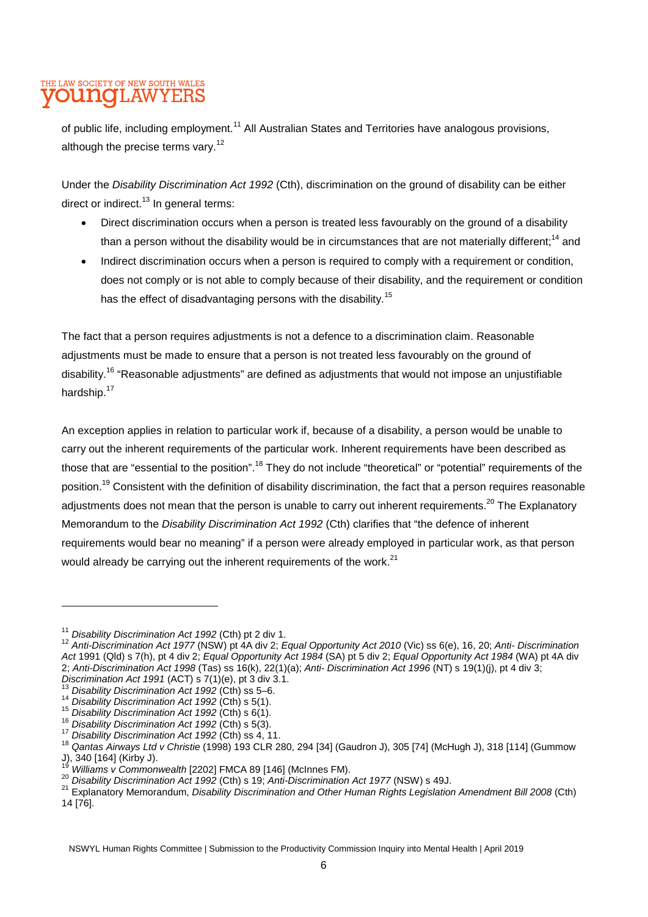of public life, including employment.[11] All Australian States and Territories have analogous provisions, although the precise terms vary.[12]

Under the *Disability Discrimination Act 1992* (Cth), discrimination on the ground of disability can be either direct or indirect.[13] In general terms:

- Direct discrimination occurs when a person is treated less favourably on the ground of a disability than a person without the disability would be in circumstances that are not materially different;[14] and
- Indirect discrimination occurs when a person is required to comply with a requirement or condition, does not comply or is not able to comply because of their disability, and the requirement or condition has the effect of disadvantaging persons with the disability.[15]

The fact that a person requires adjustments is not a defence to a discrimination claim. Reasonable adjustments must be made to ensure that a person is not treated less favourably on the ground of disability.[16] "Reasonable adjustments" are defined as adjustments that would not impose an unjustifiable hardship.[17]

An exception applies in relation to particular work if, because of a disability, a person would be unable to carry out the inherent requirements of the particular work. Inherent requirements have been described as those that are "essential to the position".[18] They do not include "theoretical" or "potential" requirements of the position.[19] Consistent with the definition of disability discrimination, the fact that a person requires reasonable adjustments does not mean that the person is unable to carry out inherent requirements.[20] The Explanatory Memorandum to the *Disability Discrimination Act 1992* (Cth) clarifies that "the defence of inherent requirements would bear no meaning" if a person were already employed in particular work, as that person would already be carrying out the inherent requirements of the work.[21]

---

[11] *Disability Discrimination Act 1992* (Cth) pt 2 div 1.

[12] *Anti-Discrimination Act 1977* (NSW) pt 4A div 2; *Equal Opportunity Act 2010* (Vic) ss 6(e), 16, 20; *Anti- Discrimination Act* 1991 (Qld) s 7(h), pt 4 div 2; *Equal Opportunity Act 1984* (SA) pt 5 div 2; *Equal Opportunity Act 1984* (WA) pt 4A div 2; *Anti-Discrimination Act 1998* (Tas) ss 16(k), 22(1)(a); *Anti- Discrimination Act 1996* (NT) s 19(1)(j), pt 4 div 3; *Discrimination Act 1991* (ACT) s 7(1)(e), pt 3 div 3.1.

[13] *Disability Discrimination Act 1992* (Cth) ss 5–6.

[14] *Disability Discrimination Act 1992* (Cth) s 5(1).

[15] *Disability Discrimination Act 1992* (Cth) s 6(1).

[16] *Disability Discrimination Act 1992* (Cth) s 5(3).

[17] *Disability Discrimination Act 1992* (Cth) ss 4, 11.

[18] *Qantas Airways Ltd v Christie* (1998) 193 CLR 280, 294 [34] (Gaudron J), 305 [74] (McHugh J), 318 [114] (Gummow J), 340 [164] (Kirby J).

[19] *Williams v Commonwealth* [2202] FMCA 89 [146] (McInnes FM).

[20] *Disability Discrimination Act 1992* (Cth) s 19; *Anti-Discrimination Act 1977* (NSW) s 49J.

[21] Explanatory Memorandum, *Disability Discrimination and Other Human Rights Legislation Amendment Bill 2008* (Cth) 14 [76].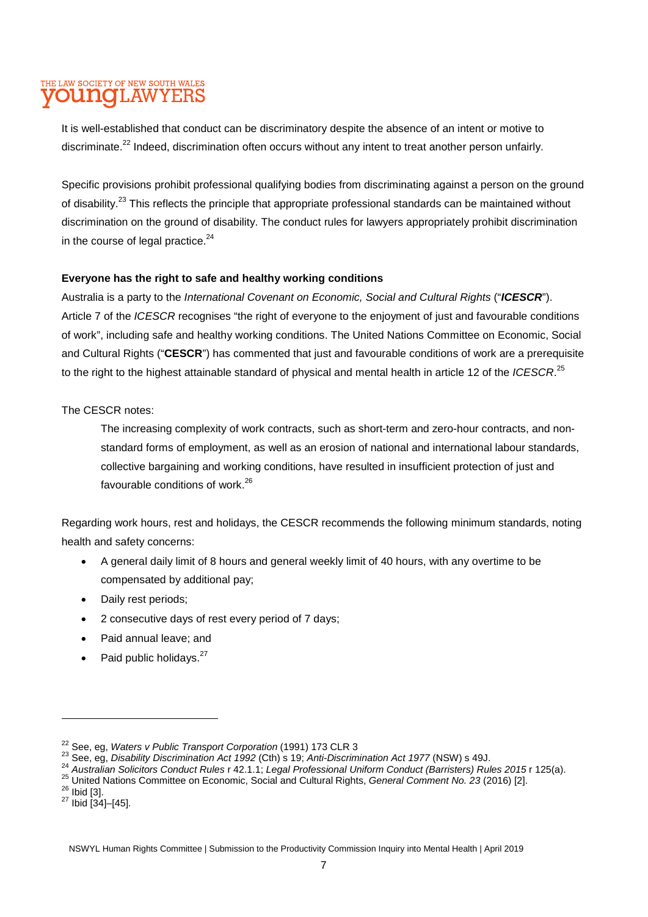It is well-established that conduct can be discriminatory despite the absence of an intent or motive to discriminate.[22] Indeed, discrimination often occurs without any intent to treat another person unfairly.

Specific provisions prohibit professional qualifying bodies from discriminating against a person on the ground of disability.[23] This reflects the principle that appropriate professional standards can be maintained without discrimination on the ground of disability. The conduct rules for lawyers appropriately prohibit discrimination in the course of legal practice.[24]

**Everyone has the right to safe and healthy working conditions**

Australia is a party to the *International Covenant on Economic, Social and Cultural Rights* ("***ICESCR***"). Article 7 of the *ICESCR* recognises "the right of everyone to the enjoyment of just and favourable conditions of work", including safe and healthy working conditions. The United Nations Committee on Economic, Social and Cultural Rights ("**CESCR**") has commented that just and favourable conditions of work are a prerequisite to the right to the highest attainable standard of physical and mental health in article 12 of the *ICESCR*.[25]

The CESCR notes:

> The increasing complexity of work contracts, such as short-term and zero-hour contracts, and non-standard forms of employment, as well as an erosion of national and international labour standards, collective bargaining and working conditions, have resulted in insufficient protection of just and favourable conditions of work.[26]

Regarding work hours, rest and holidays, the CESCR recommends the following minimum standards, noting health and safety concerns:

- A general daily limit of 8 hours and general weekly limit of 40 hours, with any overtime to be compensated by additional pay;
- Daily rest periods;
- 2 consecutive days of rest every period of 7 days;
- Paid annual leave; and
- Paid public holidays.[27]

---

[22] See, eg, *Waters v Public Transport Corporation* (1991) 173 CLR 3
[23] See, eg, *Disability Discrimination Act 1992* (Cth) s 19; *Anti-Discrimination Act 1977* (NSW) s 49J.
[24] *Australian Solicitors Conduct Rules* r 42.1.1; *Legal Professional Uniform Conduct (Barristers) Rules 2015* r 125(a).
[25] United Nations Committee on Economic, Social and Cultural Rights, *General Comment No. 23* (2016) [2].
[26] Ibid [3].
[27] Ibid [34]–[45].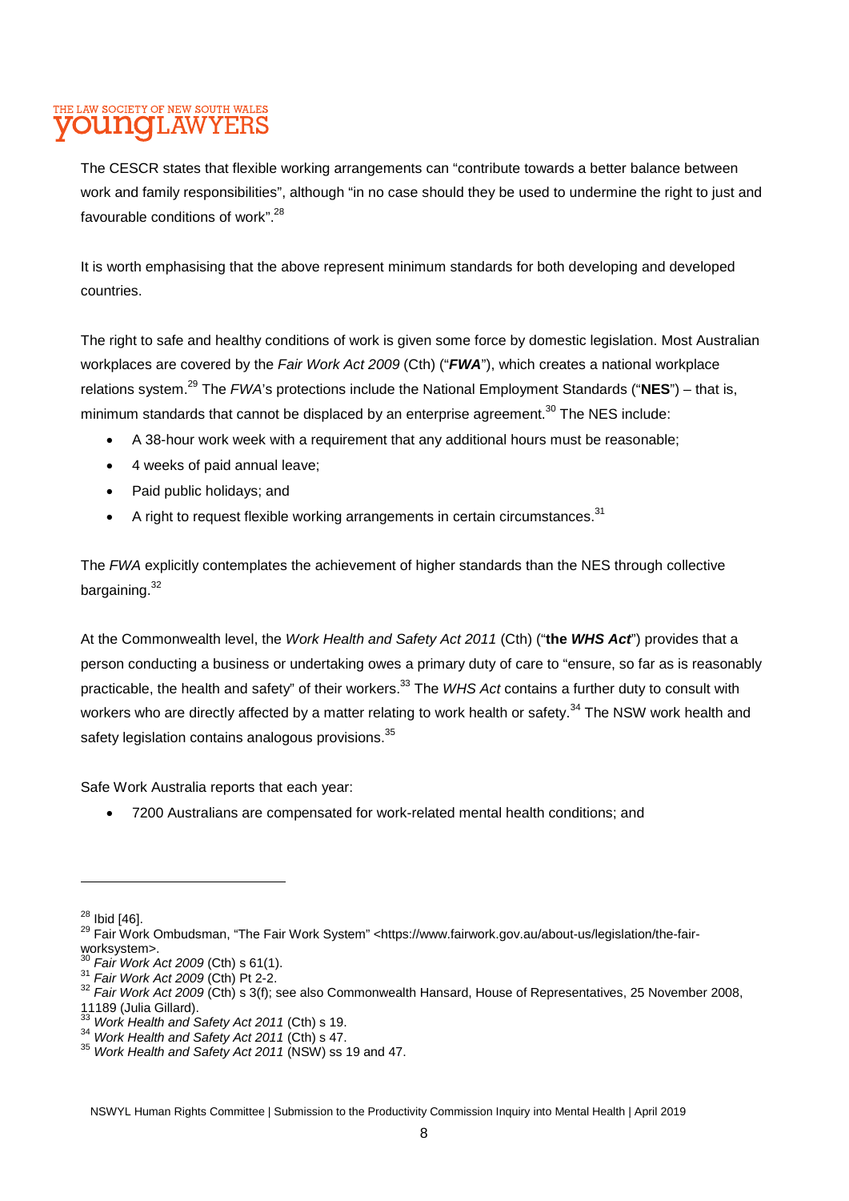The CESCR states that flexible working arrangements can "contribute towards a better balance between work and family responsibilities", although "in no case should they be used to undermine the right to just and favourable conditions of work".[28]

It is worth emphasising that the above represent minimum standards for both developing and developed countries.

The right to safe and healthy conditions of work is given some force by domestic legislation. Most Australian workplaces are covered by the *Fair Work Act 2009* (Cth) ("***FWA***"), which creates a national workplace relations system.[29] The *FWA*'s protections include the National Employment Standards ("**NES**") – that is, minimum standards that cannot be displaced by an enterprise agreement.[30] The NES include:

- A 38-hour work week with a requirement that any additional hours must be reasonable;
- 4 weeks of paid annual leave;
- Paid public holidays; and
- A right to request flexible working arrangements in certain circumstances.[31]

The *FWA* explicitly contemplates the achievement of higher standards than the NES through collective bargaining.[32]

At the Commonwealth level, the *Work Health and Safety Act 2011* (Cth) ("**the *WHS Act***") provides that a person conducting a business or undertaking owes a primary duty of care to "ensure, so far as is reasonably practicable, the health and safety" of their workers.[33] The *WHS Act* contains a further duty to consult with workers who are directly affected by a matter relating to work health or safety.[34] The NSW work health and safety legislation contains analogous provisions.[35]

Safe Work Australia reports that each year:

- 7200 Australians are compensated for work-related mental health conditions; and

---

[28] Ibid [46].

[29] Fair Work Ombudsman, "The Fair Work System" <https://www.fairwork.gov.au/about-us/legislation/the-fair-worksystem>.

[30] *Fair Work Act 2009* (Cth) s 61(1).

[31] *Fair Work Act 2009* (Cth) Pt 2-2.

[32] *Fair Work Act 2009* (Cth) s 3(f); see also Commonwealth Hansard, House of Representatives, 25 November 2008, 11189 (Julia Gillard).

[33] *Work Health and Safety Act 2011* (Cth) s 19.

[34] *Work Health and Safety Act 2011* (Cth) s 47.

[35] *Work Health and Safety Act 2011* (NSW) ss 19 and 47.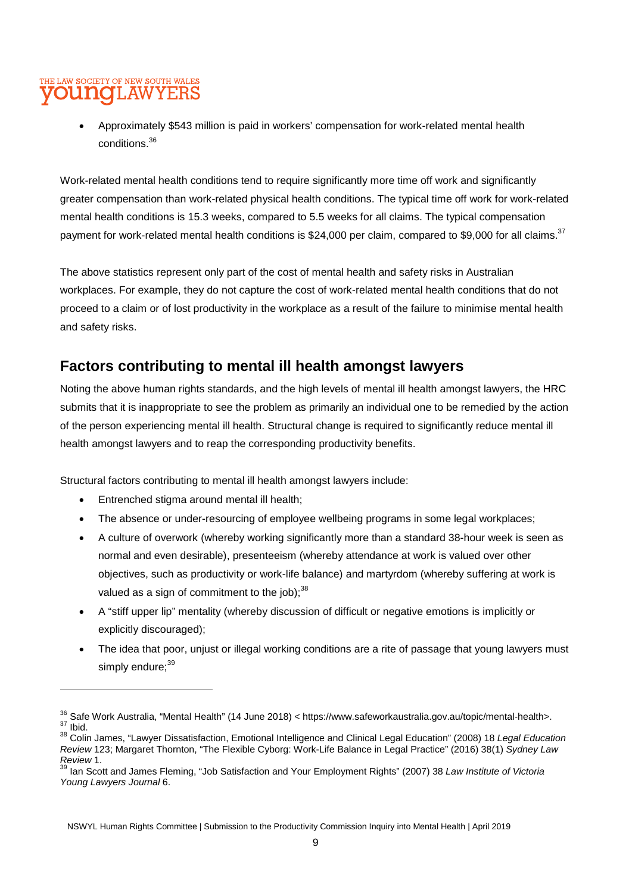- Approximately $543 million is paid in workers' compensation for work-related mental health conditions.[36]

Work-related mental health conditions tend to require significantly more time off work and significantly greater compensation than work-related physical health conditions. The typical time off work for work-related mental health conditions is 15.3 weeks, compared to 5.5 weeks for all claims. The typical compensation payment for work-related mental health conditions is $24,000 per claim, compared to $9,000 for all claims.[37]

The above statistics represent only part of the cost of mental health and safety risks in Australian workplaces. For example, they do not capture the cost of work-related mental health conditions that do not proceed to a claim or of lost productivity in the workplace as a result of the failure to minimise mental health and safety risks.

## Factors contributing to mental ill health amongst lawyers

Noting the above human rights standards, and the high levels of mental ill health amongst lawyers, the HRC submits that it is inappropriate to see the problem as primarily an individual one to be remedied by the action of the person experiencing mental ill health. Structural change is required to significantly reduce mental ill health amongst lawyers and to reap the corresponding productivity benefits.

Structural factors contributing to mental ill health amongst lawyers include:

- Entrenched stigma around mental ill health;
- The absence or under-resourcing of employee wellbeing programs in some legal workplaces;
- A culture of overwork (whereby working significantly more than a standard 38-hour week is seen as normal and even desirable), presenteeism (whereby attendance at work is valued over other objectives, such as productivity or work-life balance) and martyrdom (whereby suffering at work is valued as a sign of commitment to the job);[38]
- A "stiff upper lip" mentality (whereby discussion of difficult or negative emotions is implicitly or explicitly discouraged);
- The idea that poor, unjust or illegal working conditions are a rite of passage that young lawyers must simply endure;[39]

---

[36] Safe Work Australia, "Mental Health" (14 June 2018) < https://www.safeworkaustralia.gov.au/topic/mental-health>.
[37] Ibid.
[38] Colin James, "Lawyer Dissatisfaction, Emotional Intelligence and Clinical Legal Education" (2008) 18 *Legal Education Review* 123; Margaret Thornton, "The Flexible Cyborg: Work-Life Balance in Legal Practice" (2016) 38(1) *Sydney Law Review* 1.
[39] Ian Scott and James Fleming, "Job Satisfaction and Your Employment Rights" (2007) 38 *Law Institute of Victoria Young Lawyers Journal* 6.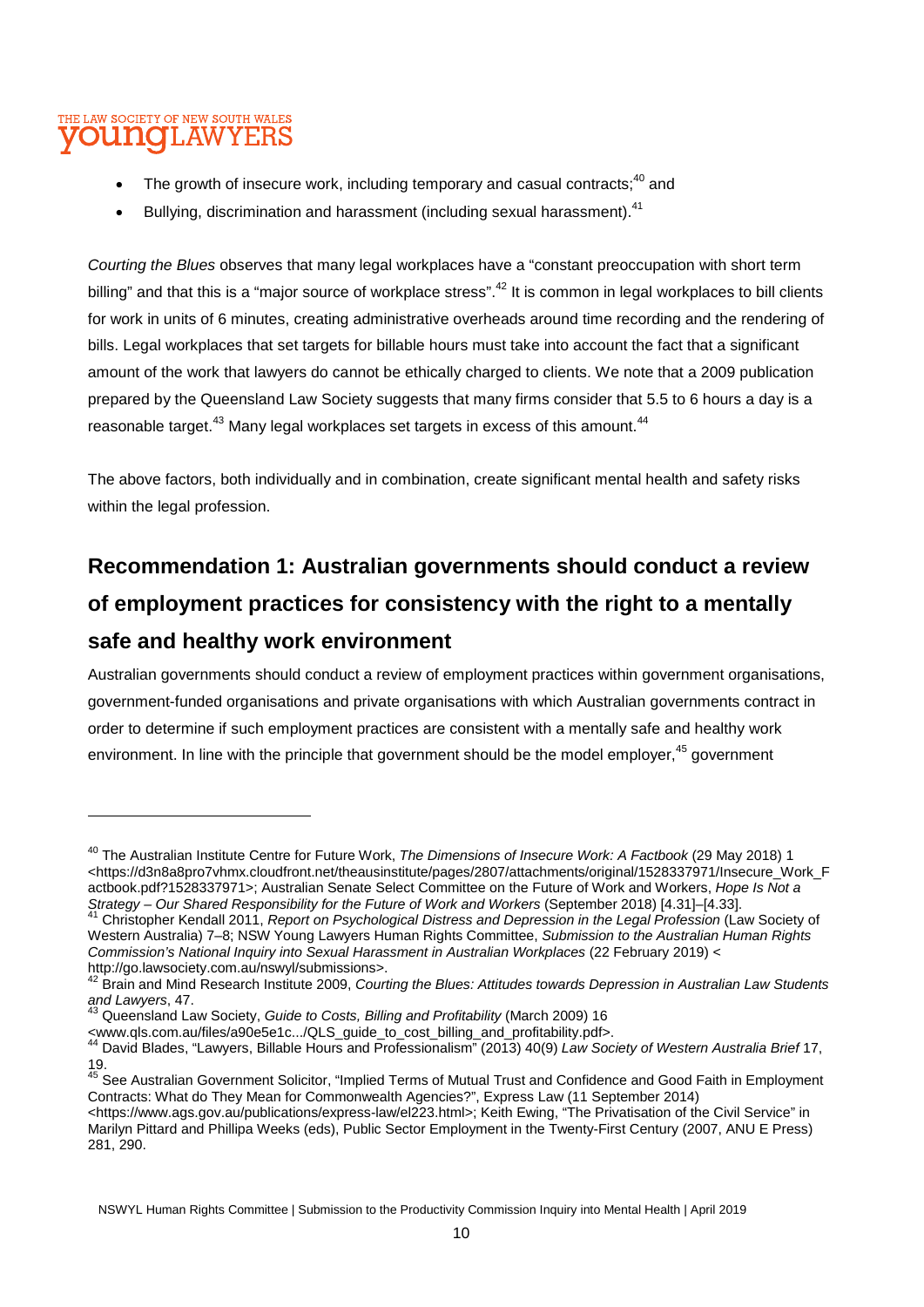- The growth of insecure work, including temporary and casual contracts;[40] and
- Bullying, discrimination and harassment (including sexual harassment).[41]

*Courting the Blues* observes that many legal workplaces have a "constant preoccupation with short term billing" and that this is a "major source of workplace stress".[42] It is common in legal workplaces to bill clients for work in units of 6 minutes, creating administrative overheads around time recording and the rendering of bills. Legal workplaces that set targets for billable hours must take into account the fact that a significant amount of the work that lawyers do cannot be ethically charged to clients. We note that a 2009 publication prepared by the Queensland Law Society suggests that many firms consider that 5.5 to 6 hours a day is a reasonable target.[43] Many legal workplaces set targets in excess of this amount.[44]

The above factors, both individually and in combination, create significant mental health and safety risks within the legal profession.

## Recommendation 1: Australian governments should conduct a review of employment practices for consistency with the right to a mentally safe and healthy work environment

Australian governments should conduct a review of employment practices within government organisations, government-funded organisations and private organisations with which Australian governments contract in order to determine if such employment practices are consistent with a mentally safe and healthy work environment. In line with the principle that government should be the model employer,[45] government

---

[40] The Australian Institute Centre for Future Work, *The Dimensions of Insecure Work: A Factbook* (29 May 2018) 1 <https://d3n8a8pro7vhmx.cloudfront.net/theausinstitute/pages/2807/attachments/original/1528337971/Insecure_Work_Factbook.pdf?1528337971>; Australian Senate Select Committee on the Future of Work and Workers, *Hope Is Not a Strategy – Our Shared Responsibility for the Future of Work and Workers* (September 2018) [4.31]–[4.33].

[41] Christopher Kendall 2011, *Report on Psychological Distress and Depression in the Legal Profession* (Law Society of Western Australia) 7–8; NSW Young Lawyers Human Rights Committee, *Submission to the Australian Human Rights Commission's National Inquiry into Sexual Harassment in Australian Workplaces* (22 February 2019) < http://go.lawsociety.com.au/nswyl/submissions>.

[42] Brain and Mind Research Institute 2009, *Courting the Blues: Attitudes towards Depression in Australian Law Students and Lawyers*, 47.

[43] Queensland Law Society, *Guide to Costs, Billing and Profitability* (March 2009) 16 <www.qls.com.au/files/a90e5e1c.../QLS_guide_to_cost_billing_and_profitability.pdf>.

[44] David Blades, "Lawyers, Billable Hours and Professionalism" (2013) 40(9) *Law Society of Western Australia Brief* 17, 19.

[45] See Australian Government Solicitor, "Implied Terms of Mutual Trust and Confidence and Good Faith in Employment Contracts: What do They Mean for Commonwealth Agencies?", Express Law (11 September 2014) <https://www.ags.gov.au/publications/express-law/el223.html>; Keith Ewing, "The Privatisation of the Civil Service" in Marilyn Pittard and Phillipa Weeks (eds), Public Sector Employment in the Twenty-First Century (2007, ANU E Press) 281, 290.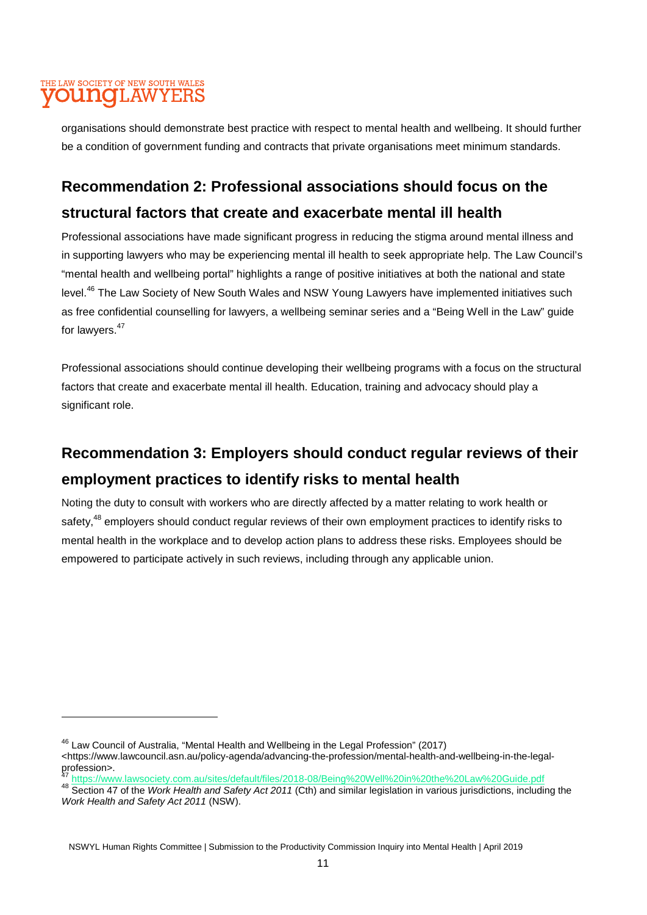organisations should demonstrate best practice with respect to mental health and wellbeing. It should further be a condition of government funding and contracts that private organisations meet minimum standards.

## Recommendation 2: Professional associations should focus on the structural factors that create and exacerbate mental ill health

Professional associations have made significant progress in reducing the stigma around mental illness and in supporting lawyers who may be experiencing mental ill health to seek appropriate help. The Law Council's "mental health and wellbeing portal" highlights a range of positive initiatives at both the national and state level.[46] The Law Society of New South Wales and NSW Young Lawyers have implemented initiatives such as free confidential counselling for lawyers, a wellbeing seminar series and a "Being Well in the Law" guide for lawyers.[47]

Professional associations should continue developing their wellbeing programs with a focus on the structural factors that create and exacerbate mental ill health. Education, training and advocacy should play a significant role.

## Recommendation 3: Employers should conduct regular reviews of their employment practices to identify risks to mental health

Noting the duty to consult with workers who are directly affected by a matter relating to work health or safety,[48] employers should conduct regular reviews of their own employment practices to identify risks to mental health in the workplace and to develop action plans to address these risks. Employees should be empowered to participate actively in such reviews, including through any applicable union.

---

[46] Law Council of Australia, "Mental Health and Wellbeing in the Legal Profession" (2017) <https://www.lawcouncil.asn.au/policy-agenda/advancing-the-profession/mental-health-and-wellbeing-in-the-legal-profession>.

[47] https://www.lawsociety.com.au/sites/default/files/2018-08/Being%20Well%20in%20the%20Law%20Guide.pdf

[48] Section 47 of the *Work Health and Safety Act 2011* (Cth) and similar legislation in various jurisdictions, including the *Work Health and Safety Act 2011* (NSW).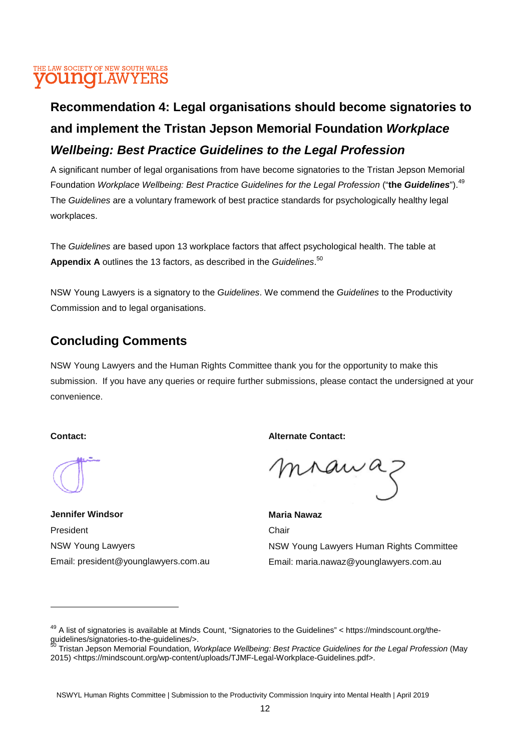## Recommendation 4: Legal organisations should become signatories to and implement the Tristan Jepson Memorial Foundation *Workplace Wellbeing: Best Practice Guidelines to the Legal Profession*

A significant number of legal organisations from have become signatories to the Tristan Jepson Memorial Foundation *Workplace Wellbeing: Best Practice Guidelines for the Legal Profession* ("**the *Guidelines***").[49] The *Guidelines* are a voluntary framework of best practice standards for psychologically healthy legal workplaces.

The *Guidelines* are based upon 13 workplace factors that affect psychological health. The table at **Appendix A** outlines the 13 factors, as described in the *Guidelines*.[50]

NSW Young Lawyers is a signatory to the *Guidelines*. We commend the *Guidelines* to the Productivity Commission and to legal organisations.

## Concluding Comments

NSW Young Lawyers and the Human Rights Committee thank you for the opportunity to make this submission. If you have any queries or require further submissions, please contact the undersigned at your convenience.

**Contact:**

**Jennifer Windsor**
President
NSW Young Lawyers
Email: president@younglawyers.com.au

**Alternate Contact:**

**Maria Nawaz**
Chair
NSW Young Lawyers Human Rights Committee
Email: maria.nawaz@younglawyers.com.au

---

[49] A list of signatories is available at Minds Count, "Signatories to the Guidelines" < https://mindscount.org/the-guidelines/signatories-to-the-guidelines/>.

[50] Tristan Jepson Memorial Foundation, *Workplace Wellbeing: Best Practice Guidelines for the Legal Profession* (May 2015) <https://mindscount.org/wp-content/uploads/TJMF-Legal-Workplace-Guidelines.pdf>.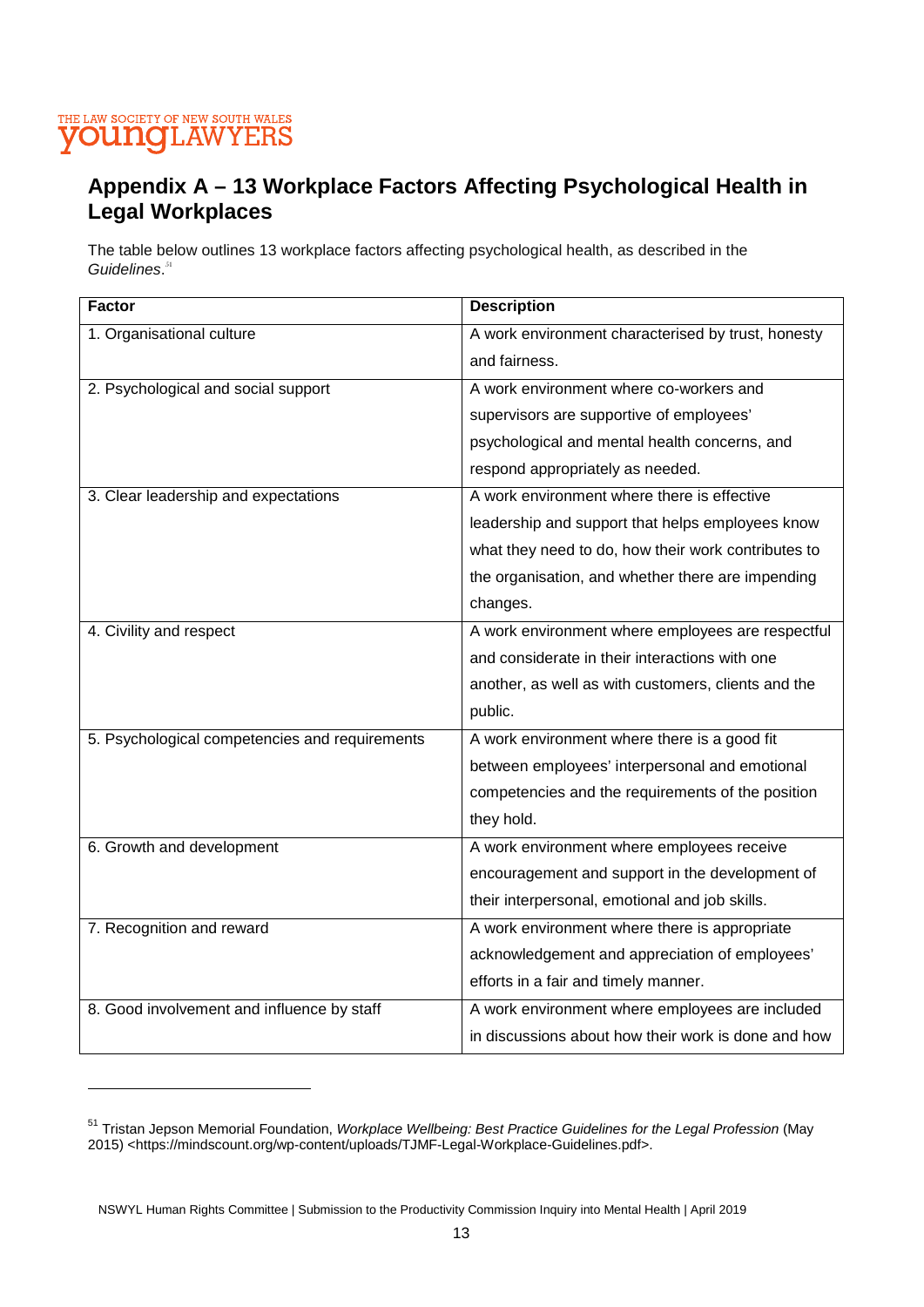## Appendix A – 13 Workplace Factors Affecting Psychological Health in Legal Workplaces

The table below outlines 13 workplace factors affecting psychological health, as described in the *Guidelines*.[51]

| Factor | Description |
|---|---|
| 1. Organisational culture | A work environment characterised by trust, honesty and fairness. |
| 2. Psychological and social support | A work environment where co-workers and supervisors are supportive of employees' psychological and mental health concerns, and respond appropriately as needed. |
| 3. Clear leadership and expectations | A work environment where there is effective leadership and support that helps employees know what they need to do, how their work contributes to the organisation, and whether there are impending changes. |
| 4. Civility and respect | A work environment where employees are respectful and considerate in their interactions with one another, as well as with customers, clients and the public. |
| 5. Psychological competencies and requirements | A work environment where there is a good fit between employees' interpersonal and emotional competencies and the requirements of the position they hold. |
| 6. Growth and development | A work environment where employees receive encouragement and support in the development of their interpersonal, emotional and job skills. |
| 7. Recognition and reward | A work environment where there is appropriate acknowledgement and appreciation of employees' efforts in a fair and timely manner. |
| 8. Good involvement and influence by staff | A work environment where employees are included in discussions about how their work is done and how |

[51] Tristan Jepson Memorial Foundation, *Workplace Wellbeing: Best Practice Guidelines for the Legal Profession* (May 2015) <https://mindscount.org/wp-content/uploads/TJMF-Legal-Workplace-Guidelines.pdf>.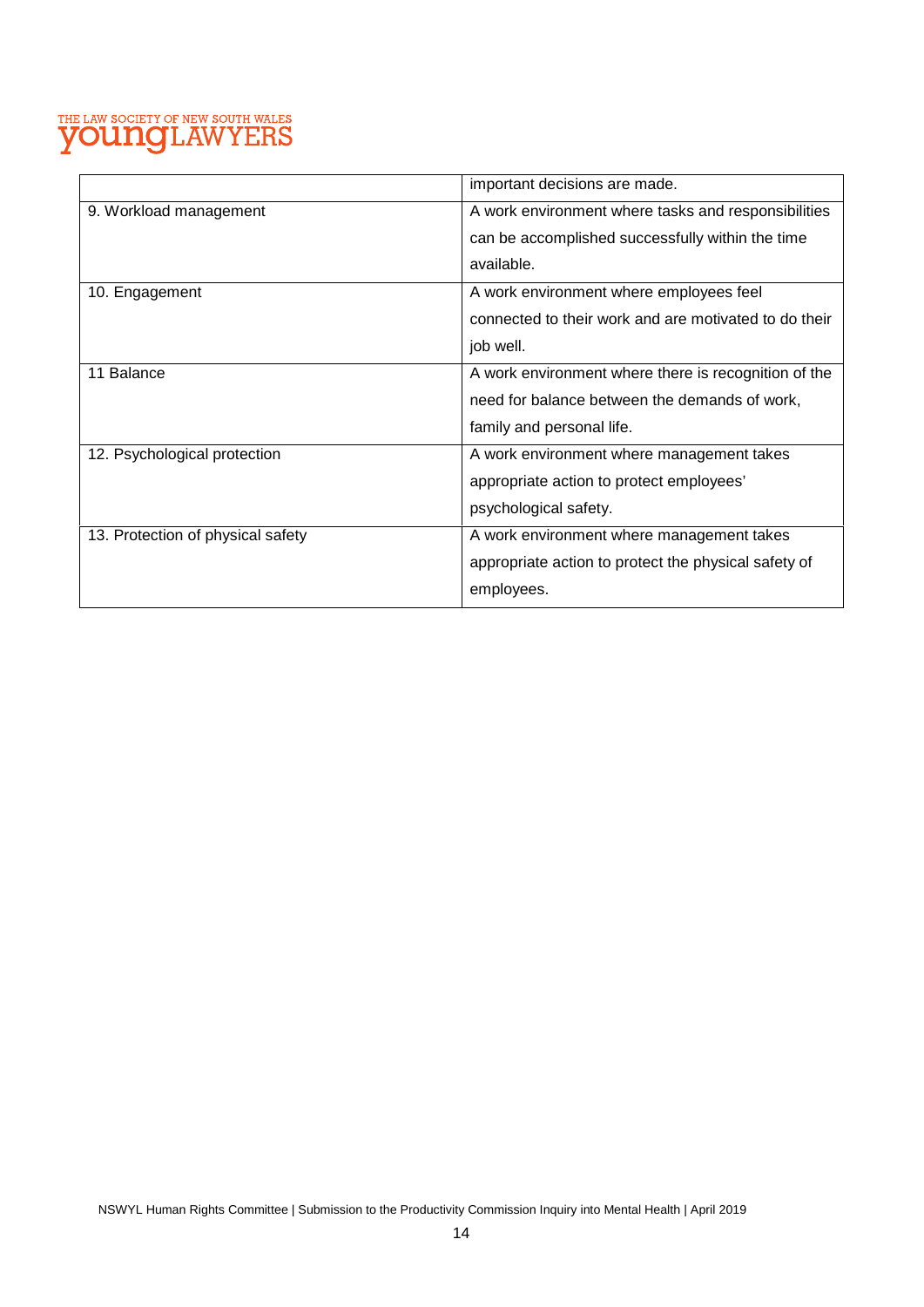| | |
|---|---|
| | important decisions are made. |
| 9. Workload management | A work environment where tasks and responsibilities can be accomplished successfully within the time available. |
| 10. Engagement | A work environment where employees feel connected to their work and are motivated to do their job well. |
| 11 Balance | A work environment where there is recognition of the need for balance between the demands of work, family and personal life. |
| 12. Psychological protection | A work environment where management takes appropriate action to protect employees' psychological safety. |
| 13. Protection of physical safety | A work environment where management takes appropriate action to protect the physical safety of employees. |